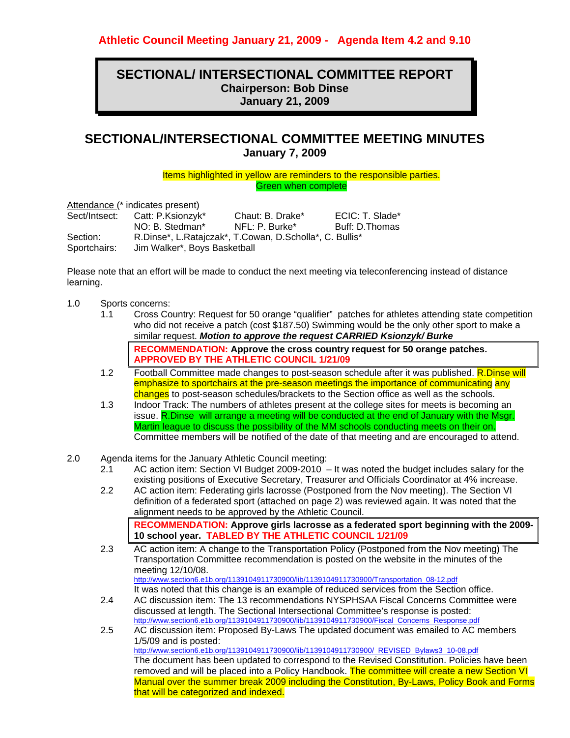**Athletic Council Meeting January 21, 2009 - Agenda Item 4.2 and 9.10**

# SECTIONAL/ INTERSECTIONAL COMMITTEE REPORT

**Chairperson: Bob Dinse**
**January 21, 2009**

## SECTIONAL/INTERSECTIONAL COMMITTEE MEETING MINUTES

**January 7, 2009**

Items highlighted in yellow are reminders to the responsible parties.
Green when complete

Attendance (* indicates present)

| | | | |
|---|---|---|---|
| Sect/Intsect: | Catt: P.Ksionzyk* | Chaut: B. Drake* | ECIC: T. Slade* |
| | NO: B. Stedman* | NFL: P. Burke* | Buff: D.Thomas |
| Section: | R.Dinse*, L.Ratajczak*, T.Cowan, D.Scholla*, C. Bullis* | | |
| Sportchairs: | Jim Walker*, Boys Basketball | | |

Please note that an effort will be made to conduct the next meeting via teleconferencing instead of distance learning.

1.0 Sports concerns:

1.1 Cross Country: Request for 50 orange "qualifier" patches for athletes attending state competition who did not receive a patch (cost $187.50) Swimming would be the only other sport to make a similar request. ***Motion to approve the request CARRIED Ksionzyk/ Burke***

> **RECOMMENDATION: Approve the cross country request for 50 orange patches. APPROVED BY THE ATHLETIC COUNCIL 1/21/09**

1.2 Football Committee made changes to post-season schedule after it was published. R.Dinse will emphasize to sportchairs at the pre-season meetings the importance of communicating any changes to post-season schedules/brackets to the Section office as well as the schools.

1.3 Indoor Track: The numbers of athletes present at the college sites for meets is becoming an issue. R.Dinse will arrange a meeting will be conducted at the end of January with the Msgr. Martin league to discuss the possibility of the MM schools conducting meets on their on. Committee members will be notified of the date of that meeting and are encouraged to attend.

2.0 Agenda items for the January Athletic Council meeting:

2.1 AC action item: Section VI Budget 2009-2010 – It was noted the budget includes salary for the existing positions of Executive Secretary, Treasurer and Officials Coordinator at 4% increase.

2.2 AC action item: Federating girls lacrosse (Postponed from the Nov meeting). The Section VI definition of a federated sport (attached on page 2) was reviewed again. It was noted that the alignment needs to be approved by the Athletic Council.

> **RECOMMENDATION: Approve girls lacrosse as a federated sport beginning with the 2009-10 school year. TABLED BY THE ATHLETIC COUNCIL 1/21/09**

2.3 AC action item: A change to the Transportation Policy (Postponed from the Nov meeting) The Transportation Committee recommendation is posted on the website in the minutes of the meeting 12/10/08.
http://www.section6.e1b.org/1139104911730900/lib/1139104911730900/Transportation_08-12.pdf
It was noted that this change is an example of reduced services from the Section office.

2.4 AC discussion item: The 13 recommendations NYSPHSAA Fiscal Concerns Committee were discussed at length. The Sectional Intersectional Committee's response is posted:
http://www.section6.e1b.org/1139104911730900/lib/1139104911730900/Fiscal_Concerns_Response.pdf

2.5 AC discussion item: Proposed By-Laws The updated document was emailed to AC members 1/5/09 and is posted:
http://www.section6.e1b.org/1139104911730900/lib/1139104911730900/_REVISED_Bylaws3_10-08.pdf
The document has been updated to correspond to the Revised Constitution. Policies have been removed and will be placed into a Policy Handbook. The committee will create a new Section VI Manual over the summer break 2009 including the Constitution, By-Laws, Policy Book and Forms that will be categorized and indexed.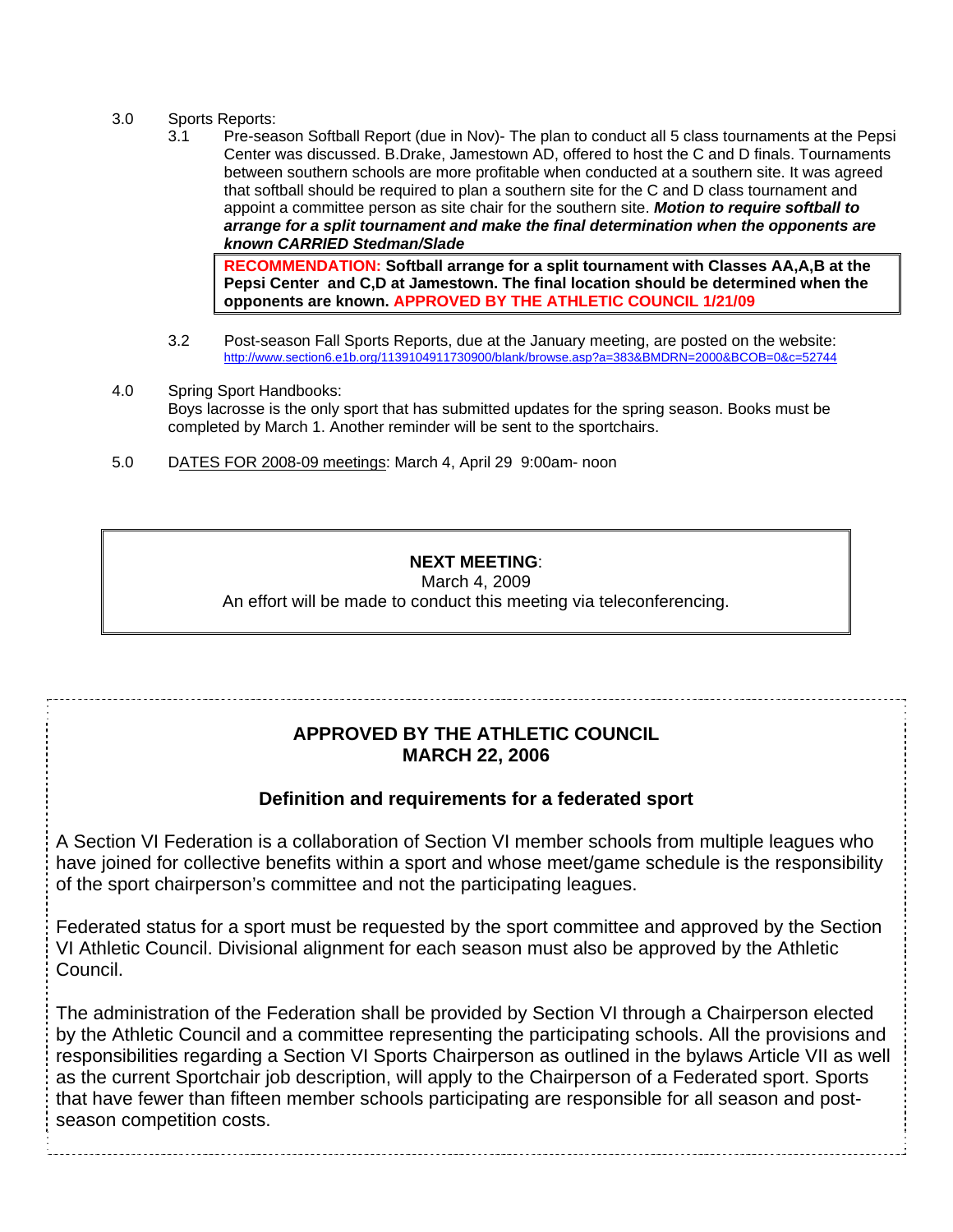3.0 Sports Reports:

3.1 Pre-season Softball Report (due in Nov)- The plan to conduct all 5 class tournaments at the Pepsi Center was discussed. B.Drake, Jamestown AD, offered to host the C and D finals. Tournaments between southern schools are more profitable when conducted at a southern site. It was agreed that softball should be required to plan a southern site for the C and D class tournament and appoint a committee person as site chair for the southern site. ***Motion to require softball to arrange for a split tournament and make the final determination when the opponents are known CARRIED Stedman/Slade***

> **RECOMMENDATION: Softball arrange for a split tournament with Classes AA,A,B at the Pepsi Center and C,D at Jamestown. The final location should be determined when the opponents are known. APPROVED BY THE ATHLETIC COUNCIL 1/21/09**

3.2 Post-season Fall Sports Reports, due at the January meeting, are posted on the website: http://www.section6.e1b.org/1139104911730900/blank/browse.asp?a=383&BMDRN=2000&BCOB=0&c=52744

4.0 Spring Sport Handbooks:
Boys lacrosse is the only sport that has submitted updates for the spring season. Books must be completed by March 1. Another reminder will be sent to the sportchairs.

5.0 DATES FOR 2008-09 meetings: March 4, April 29 9:00am- noon

**NEXT MEETING**:
March 4, 2009
An effort will be made to conduct this meeting via teleconferencing.

**APPROVED BY THE ATHLETIC COUNCIL**
**MARCH 22, 2006**

**Definition and requirements for a federated sport**

A Section VI Federation is a collaboration of Section VI member schools from multiple leagues who have joined for collective benefits within a sport and whose meet/game schedule is the responsibility of the sport chairperson's committee and not the participating leagues.

Federated status for a sport must be requested by the sport committee and approved by the Section VI Athletic Council. Divisional alignment for each season must also be approved by the Athletic Council.

The administration of the Federation shall be provided by Section VI through a Chairperson elected by the Athletic Council and a committee representing the participating schools. All the provisions and responsibilities regarding a Section VI Sports Chairperson as outlined in the bylaws Article VII as well as the current Sportchair job description, will apply to the Chairperson of a Federated sport. Sports that have fewer than fifteen member schools participating are responsible for all season and post-season competition costs.